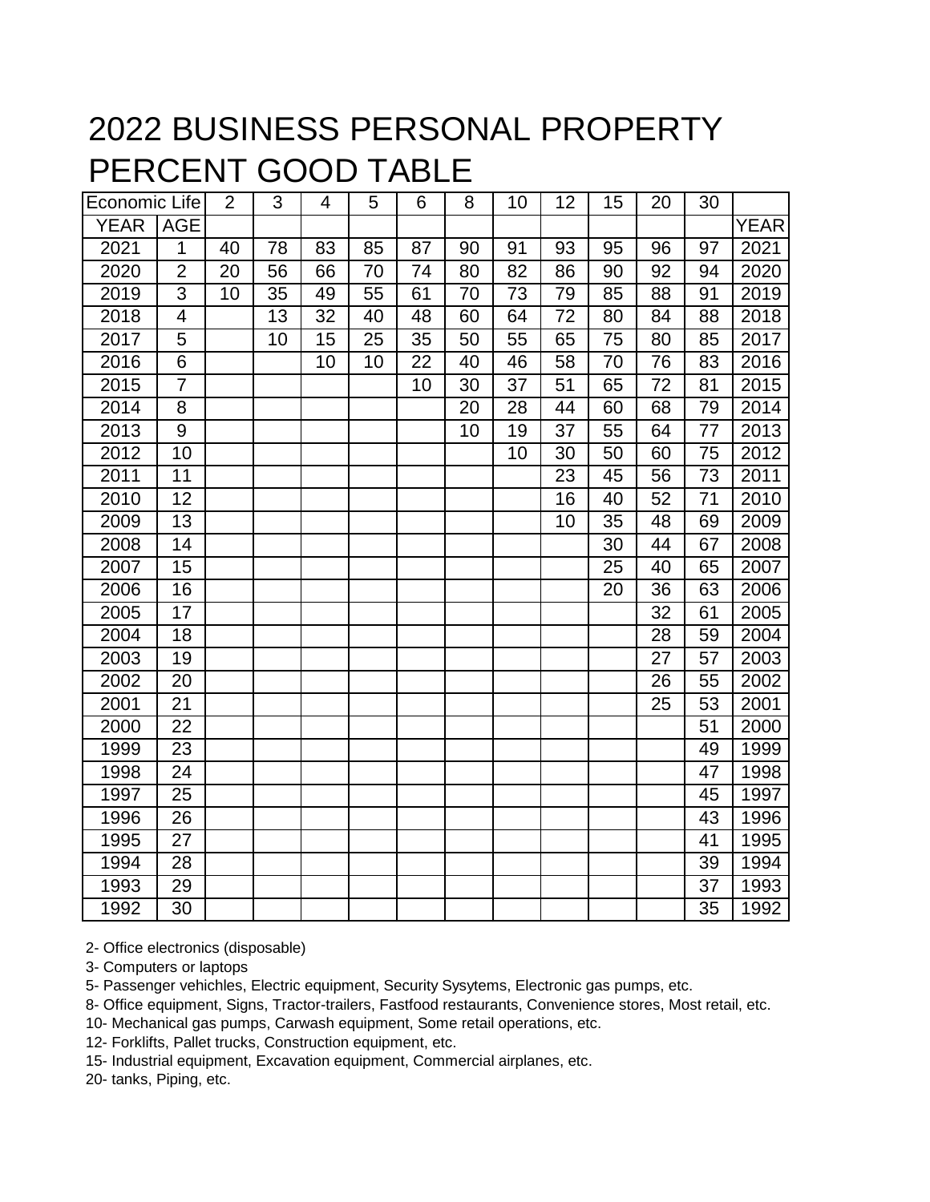# 2022 BUSINESS PERSONAL PROPERTY PERCENT GOOD TABLE

| Economic Life | | 2 | 3 | 4 | 5 | 6 | 8 | 10 | 12 | 15 | 20 | 30 | |
|---|---|---|---|---|---|---|---|---|---|---|---|---|---|
| YEAR | AGE | | | | | | | | | | | | YEAR |
| 2021 | 1 | 40 | 78 | 83 | 85 | 87 | 90 | 91 | 93 | 95 | 96 | 97 | 2021 |
| 2020 | 2 | 20 | 56 | 66 | 70 | 74 | 80 | 82 | 86 | 90 | 92 | 94 | 2020 |
| 2019 | 3 | 10 | 35 | 49 | 55 | 61 | 70 | 73 | 79 | 85 | 88 | 91 | 2019 |
| 2018 | 4 | | 13 | 32 | 40 | 48 | 60 | 64 | 72 | 80 | 84 | 88 | 2018 |
| 2017 | 5 | | 10 | 15 | 25 | 35 | 50 | 55 | 65 | 75 | 80 | 85 | 2017 |
| 2016 | 6 | | | 10 | 10 | 22 | 40 | 46 | 58 | 70 | 76 | 83 | 2016 |
| 2015 | 7 | | | | | 10 | 30 | 37 | 51 | 65 | 72 | 81 | 2015 |
| 2014 | 8 | | | | | | 20 | 28 | 44 | 60 | 68 | 79 | 2014 |
| 2013 | 9 | | | | | | 10 | 19 | 37 | 55 | 64 | 77 | 2013 |
| 2012 | 10 | | | | | | | 10 | 30 | 50 | 60 | 75 | 2012 |
| 2011 | 11 | | | | | | | | 23 | 45 | 56 | 73 | 2011 |
| 2010 | 12 | | | | | | | | 16 | 40 | 52 | 71 | 2010 |
| 2009 | 13 | | | | | | | | 10 | 35 | 48 | 69 | 2009 |
| 2008 | 14 | | | | | | | | | 30 | 44 | 67 | 2008 |
| 2007 | 15 | | | | | | | | | 25 | 40 | 65 | 2007 |
| 2006 | 16 | | | | | | | | | 20 | 36 | 63 | 2006 |
| 2005 | 17 | | | | | | | | | | 32 | 61 | 2005 |
| 2004 | 18 | | | | | | | | | | 28 | 59 | 2004 |
| 2003 | 19 | | | | | | | | | | 27 | 57 | 2003 |
| 2002 | 20 | | | | | | | | | | 26 | 55 | 2002 |
| 2001 | 21 | | | | | | | | | | 25 | 53 | 2001 |
| 2000 | 22 | | | | | | | | | | | 51 | 2000 |
| 1999 | 23 | | | | | | | | | | | 49 | 1999 |
| 1998 | 24 | | | | | | | | | | | 47 | 1998 |
| 1997 | 25 | | | | | | | | | | | 45 | 1997 |
| 1996 | 26 | | | | | | | | | | | 43 | 1996 |
| 1995 | 27 | | | | | | | | | | | 41 | 1995 |
| 1994 | 28 | | | | | | | | | | | 39 | 1994 |
| 1993 | 29 | | | | | | | | | | | 37 | 1993 |
| 1992 | 30 | | | | | | | | | | | 35 | 1992 |

2- Office electronics (disposable)

3- Computers or laptops

5- Passenger vehichles, Electric equipment, Security Sysytems, Electronic gas pumps, etc.

8- Office equipment, Signs, Tractor-trailers, Fastfood restaurants, Convenience stores, Most retail, etc.

10- Mechanical gas pumps, Carwash equipment, Some retail operations, etc.

12- Forklifts, Pallet trucks, Construction equipment, etc.

15- Industrial equipment, Excavation equipment, Commercial airplanes, etc.

20- tanks, Piping, etc.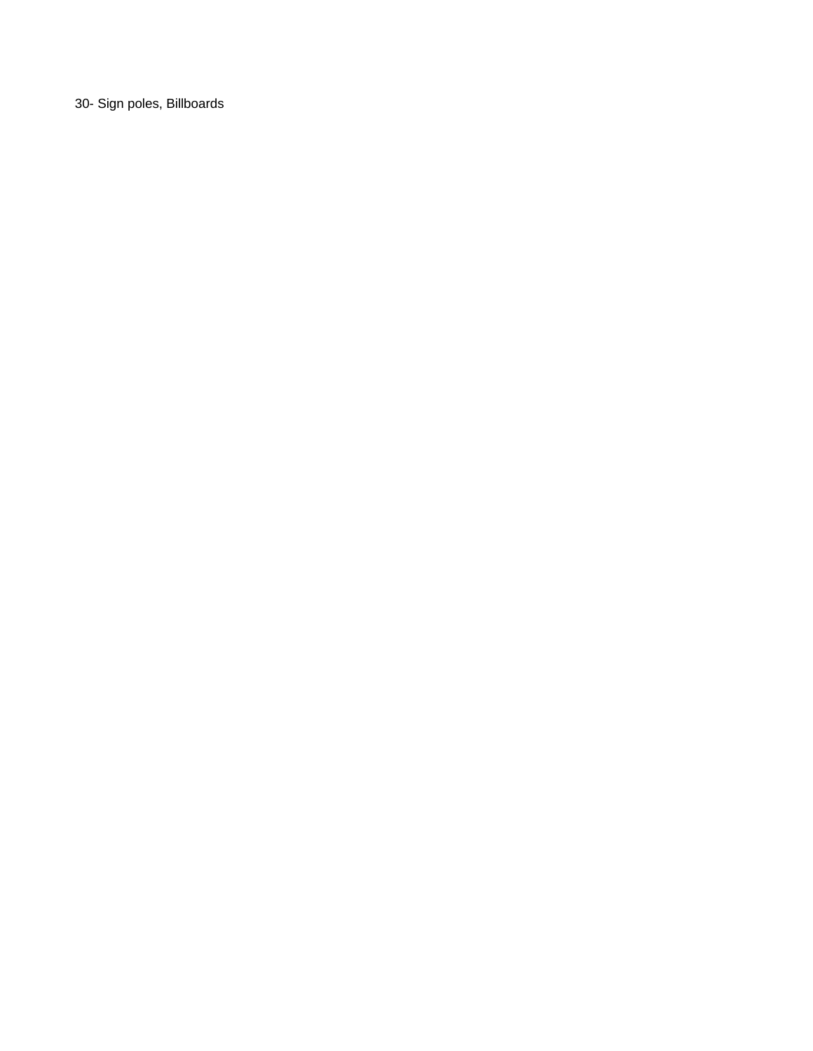30- Sign poles, Billboards